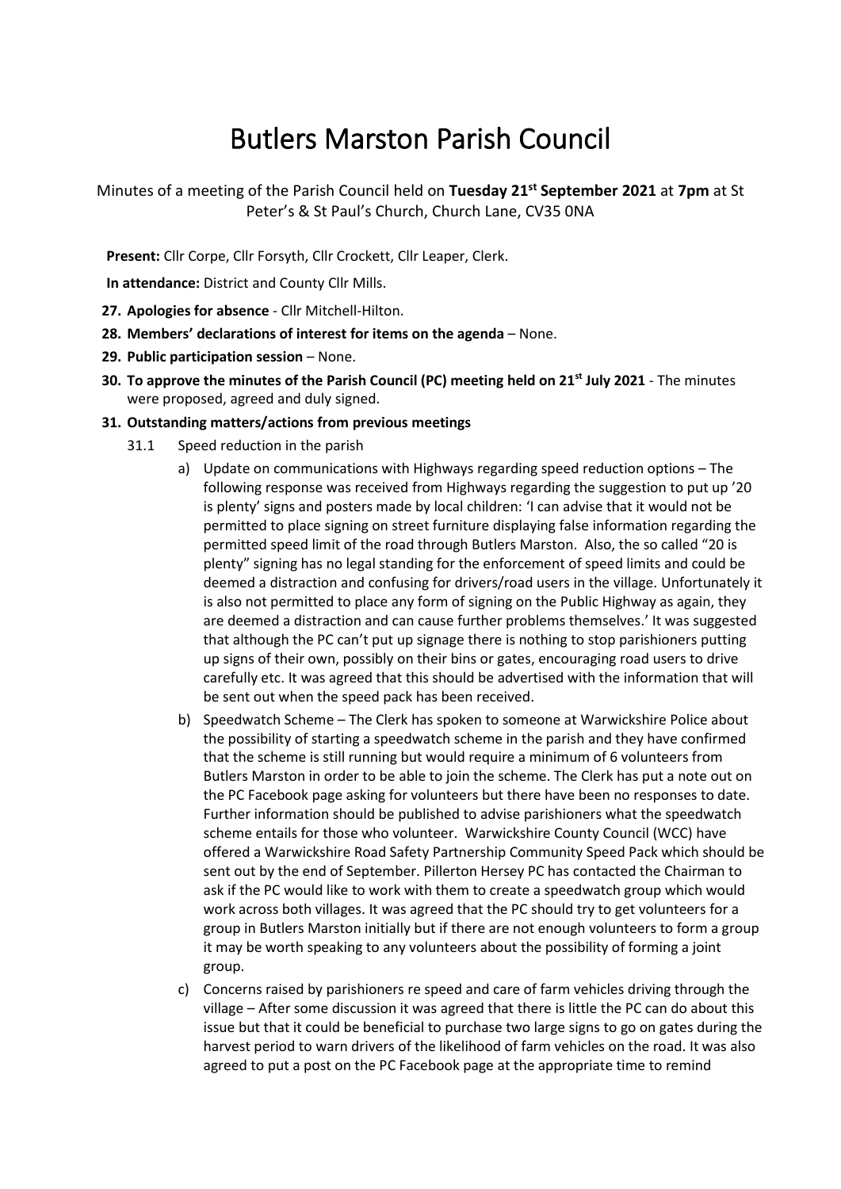# Butlers Marston Parish Council

Minutes of a meeting of the Parish Council held on **Tuesday 21st September 2021** at **7pm** at St Peter's & St Paul's Church, Church Lane, CV35 0NA

**Present:** Cllr Corpe, Cllr Forsyth, Cllr Crockett, Cllr Leaper, Clerk.

**In attendance:** District and County Cllr Mills.

27. **Apologies for absence** - Cllr Mitchell-Hilton.
28. **Members' declarations of interest for items on the agenda** – None.
29. **Public participation session** – None.
30. **To approve the minutes of the Parish Council (PC) meeting held on 21st July 2021** - The minutes were proposed, agreed and duly signed.
31. **Outstanding matters/actions from previous meetings**

    31.1 Speed reduction in the parish

    a) Update on communications with Highways regarding speed reduction options – The following response was received from Highways regarding the suggestion to put up '20 is plenty' signs and posters made by local children: 'I can advise that it would not be permitted to place signing on street furniture displaying false information regarding the permitted speed limit of the road through Butlers Marston. Also, the so called "20 is plenty" signing has no legal standing for the enforcement of speed limits and could be deemed a distraction and confusing for drivers/road users in the village. Unfortunately it is also not permitted to place any form of signing on the Public Highway as again, they are deemed a distraction and can cause further problems themselves.' It was suggested that although the PC can't put up signage there is nothing to stop parishioners putting up signs of their own, possibly on their bins or gates, encouraging road users to drive carefully etc. It was agreed that this should be advertised with the information that will be sent out when the speed pack has been received.

    b) Speedwatch Scheme – The Clerk has spoken to someone at Warwickshire Police about the possibility of starting a speedwatch scheme in the parish and they have confirmed that the scheme is still running but would require a minimum of 6 volunteers from Butlers Marston in order to be able to join the scheme. The Clerk has put a note out on the PC Facebook page asking for volunteers but there have been no responses to date. Further information should be published to advise parishioners what the speedwatch scheme entails for those who volunteer. Warwickshire County Council (WCC) have offered a Warwickshire Road Safety Partnership Community Speed Pack which should be sent out by the end of September. Pillerton Hersey PC has contacted the Chairman to ask if the PC would like to work with them to create a speedwatch group which would work across both villages. It was agreed that the PC should try to get volunteers for a group in Butlers Marston initially but if there are not enough volunteers to form a group it may be worth speaking to any volunteers about the possibility of forming a joint group.

    c) Concerns raised by parishioners re speed and care of farm vehicles driving through the village – After some discussion it was agreed that there is little the PC can do about this issue but that it could be beneficial to purchase two large signs to go on gates during the harvest period to warn drivers of the likelihood of farm vehicles on the road. It was also agreed to put a post on the PC Facebook page at the appropriate time to remind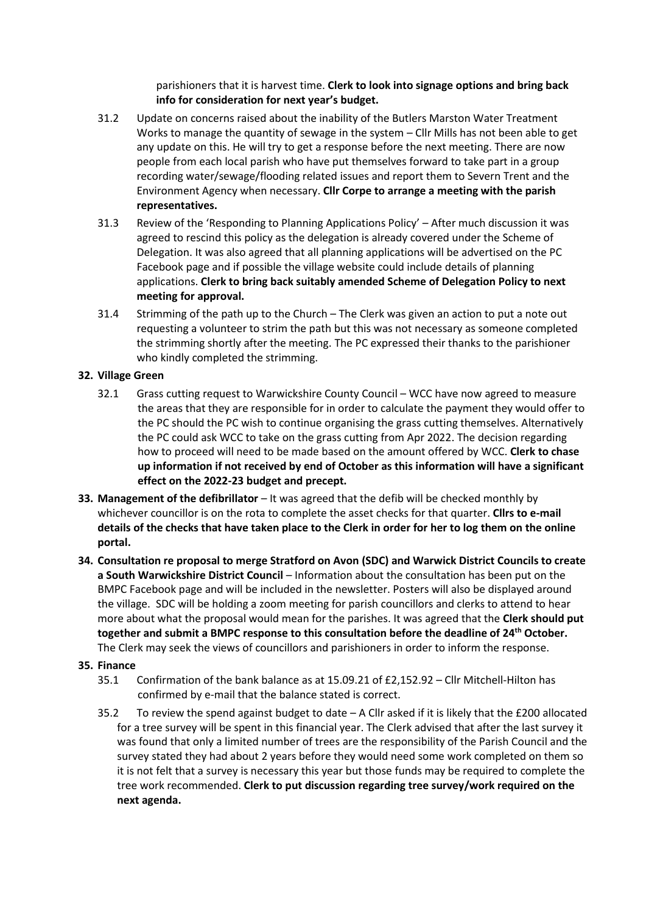parishioners that it is harvest time. **Clerk to look into signage options and bring back info for consideration for next year's budget.**

31.2 Update on concerns raised about the inability of the Butlers Marston Water Treatment Works to manage the quantity of sewage in the system – Cllr Mills has not been able to get any update on this. He will try to get a response before the next meeting. There are now people from each local parish who have put themselves forward to take part in a group recording water/sewage/flooding related issues and report them to Severn Trent and the Environment Agency when necessary. **Cllr Corpe to arrange a meeting with the parish representatives.**

31.3 Review of the 'Responding to Planning Applications Policy' – After much discussion it was agreed to rescind this policy as the delegation is already covered under the Scheme of Delegation. It was also agreed that all planning applications will be advertised on the PC Facebook page and if possible the village website could include details of planning applications. **Clerk to bring back suitably amended Scheme of Delegation Policy to next meeting for approval.**

31.4 Strimming of the path up to the Church – The Clerk was given an action to put a note out requesting a volunteer to strim the path but this was not necessary as someone completed the strimming shortly after the meeting. The PC expressed their thanks to the parishioner who kindly completed the strimming.

**32. Village Green**

32.1 Grass cutting request to Warwickshire County Council – WCC have now agreed to measure the areas that they are responsible for in order to calculate the payment they would offer to the PC should the PC wish to continue organising the grass cutting themselves. Alternatively the PC could ask WCC to take on the grass cutting from Apr 2022. The decision regarding how to proceed will need to be made based on the amount offered by WCC. **Clerk to chase up information if not received by end of October as this information will have a significant effect on the 2022-23 budget and precept.**

**33. Management of the defibrillator** – It was agreed that the defib will be checked monthly by whichever councillor is on the rota to complete the asset checks for that quarter. **Cllrs to e-mail details of the checks that have taken place to the Clerk in order for her to log them on the online portal.**

**34. Consultation re proposal to merge Stratford on Avon (SDC) and Warwick District Councils to create a South Warwickshire District Council** – Information about the consultation has been put on the BMPC Facebook page and will be included in the newsletter. Posters will also be displayed around the village. SDC will be holding a zoom meeting for parish councillors and clerks to attend to hear more about what the proposal would mean for the parishes. It was agreed that the **Clerk should put together and submit a BMPC response to this consultation before the deadline of 24th October.** The Clerk may seek the views of councillors and parishioners in order to inform the response.

**35. Finance**

35.1 Confirmation of the bank balance as at 15.09.21 of £2,152.92 – Cllr Mitchell-Hilton has confirmed by e-mail that the balance stated is correct.

35.2 To review the spend against budget to date – A Cllr asked if it is likely that the £200 allocated for a tree survey will be spent in this financial year. The Clerk advised that after the last survey it was found that only a limited number of trees are the responsibility of the Parish Council and the survey stated they had about 2 years before they would need some work completed on them so it is not felt that a survey is necessary this year but those funds may be required to complete the tree work recommended. **Clerk to put discussion regarding tree survey/work required on the next agenda.**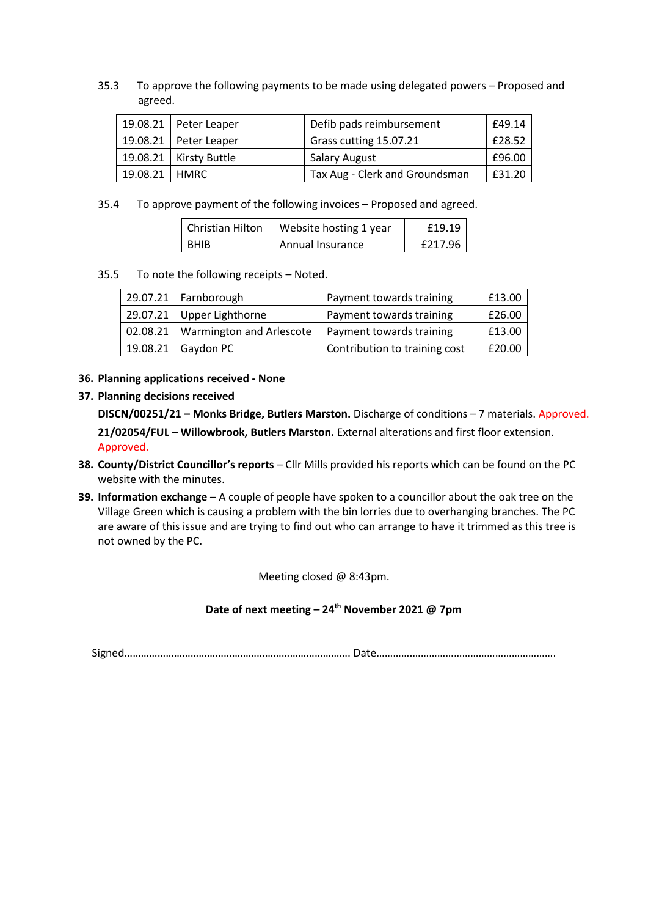35.3 To approve the following payments to be made using delegated powers – Proposed and agreed.

| | | | |
|---|---|---|---|
| 19.08.21 | Peter Leaper | Defib pads reimbursement | £49.14 |
| 19.08.21 | Peter Leaper | Grass cutting 15.07.21 | £28.52 |
| 19.08.21 | Kirsty Buttle | Salary August | £96.00 |
| 19.08.21 | HMRC | Tax Aug - Clerk and Groundsman | £31.20 |

35.4 To approve payment of the following invoices – Proposed and agreed.

| | | |
|---|---|---|
| Christian Hilton | Website hosting 1 year | £19.19 |
| BHIB | Annual Insurance | £217.96 |

35.5 To note the following receipts – Noted.

| | | | |
|---|---|---|---|
| 29.07.21 | Farnborough | Payment towards training | £13.00 |
| 29.07.21 | Upper Lighthorne | Payment towards training | £26.00 |
| 02.08.21 | Warmington and Arlescote | Payment towards training | £13.00 |
| 19.08.21 | Gaydon PC | Contribution to training cost | £20.00 |

**36. Planning applications received - None**

**37. Planning decisions received**

**DISCN/00251/21 – Monks Bridge, Butlers Marston.** Discharge of conditions – 7 materials. Approved.

**21/02054/FUL – Willowbrook, Butlers Marston.** External alterations and first floor extension. Approved.

**38. County/District Councillor's reports** – Cllr Mills provided his reports which can be found on the PC website with the minutes.

**39. Information exchange** – A couple of people have spoken to a councillor about the oak tree on the Village Green which is causing a problem with the bin lorries due to overhanging branches. The PC are aware of this issue and are trying to find out who can arrange to have it trimmed as this tree is not owned by the PC.

Meeting closed @ 8:43pm.

**Date of next meeting – 24th November 2021 @ 7pm**

Signed……………………………………………………………………… Date……………………………………………………….